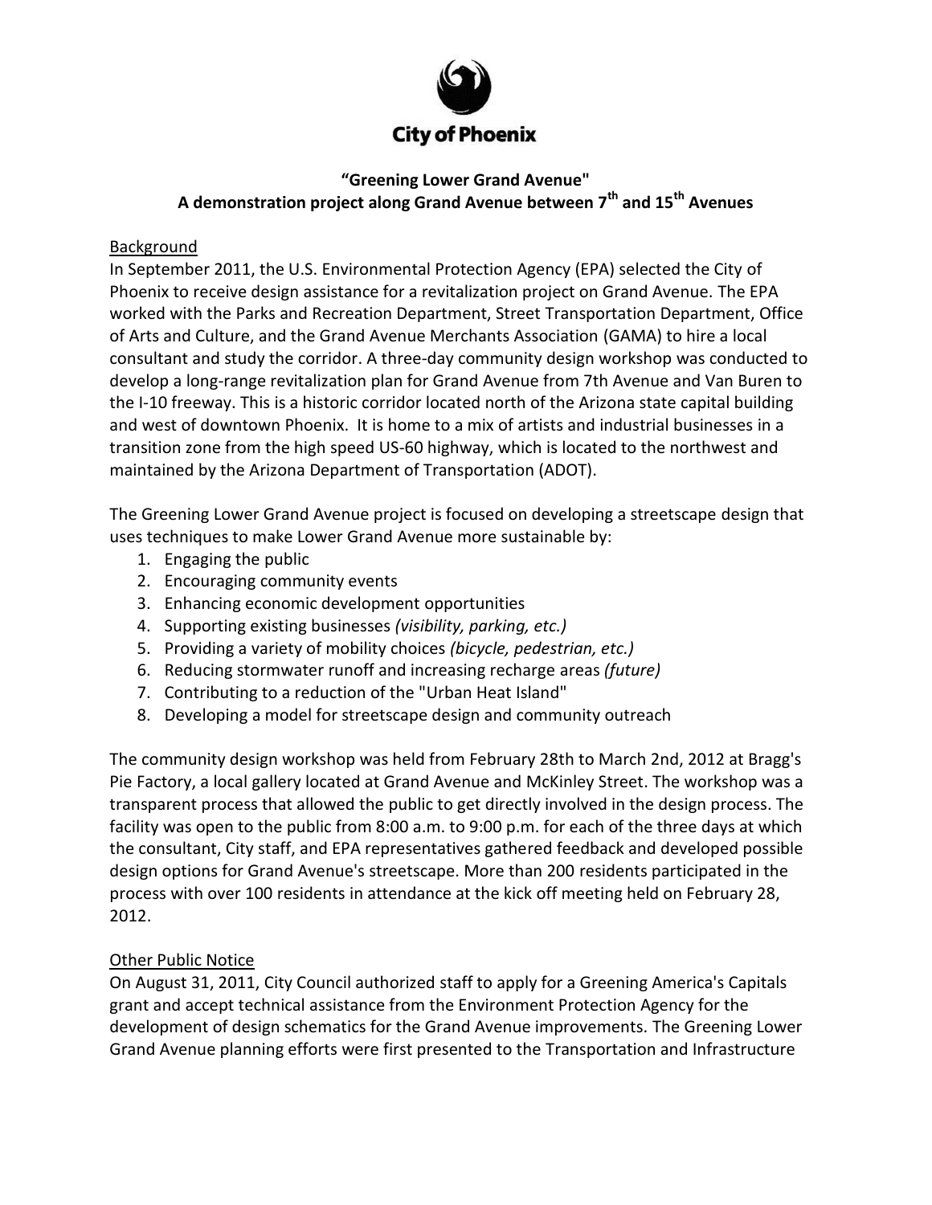City of Phoenix

**"Greening Lower Grand Avenue"**
**A demonstration project along Grand Avenue between 7th and 15th Avenues**

## Background

In September 2011, the U.S. Environmental Protection Agency (EPA) selected the City of Phoenix to receive design assistance for a revitalization project on Grand Avenue. The EPA worked with the Parks and Recreation Department, Street Transportation Department, Office of Arts and Culture, and the Grand Avenue Merchants Association (GAMA) to hire a local consultant and study the corridor. A three-day community design workshop was conducted to develop a long-range revitalization plan for Grand Avenue from 7th Avenue and Van Buren to the I-10 freeway. This is a historic corridor located north of the Arizona state capital building and west of downtown Phoenix. It is home to a mix of artists and industrial businesses in a transition zone from the high speed US-60 highway, which is located to the northwest and maintained by the Arizona Department of Transportation (ADOT).

The Greening Lower Grand Avenue project is focused on developing a streetscape design that uses techniques to make Lower Grand Avenue more sustainable by:

1. Engaging the public
2. Encouraging community events
3. Enhancing economic development opportunities
4. Supporting existing businesses *(visibility, parking, etc.)*
5. Providing a variety of mobility choices *(bicycle, pedestrian, etc.)*
6. Reducing stormwater runoff and increasing recharge areas *(future)*
7. Contributing to a reduction of the "Urban Heat Island"
8. Developing a model for streetscape design and community outreach

The community design workshop was held from February 28th to March 2nd, 2012 at Bragg's Pie Factory, a local gallery located at Grand Avenue and McKinley Street. The workshop was a transparent process that allowed the public to get directly involved in the design process. The facility was open to the public from 8:00 a.m. to 9:00 p.m. for each of the three days at which the consultant, City staff, and EPA representatives gathered feedback and developed possible design options for Grand Avenue's streetscape. More than 200 residents participated in the process with over 100 residents in attendance at the kick off meeting held on February 28, 2012.

## Other Public Notice

On August 31, 2011, City Council authorized staff to apply for a Greening America's Capitals grant and accept technical assistance from the Environment Protection Agency for the development of design schematics for the Grand Avenue improvements. The Greening Lower Grand Avenue planning efforts were first presented to the Transportation and Infrastructure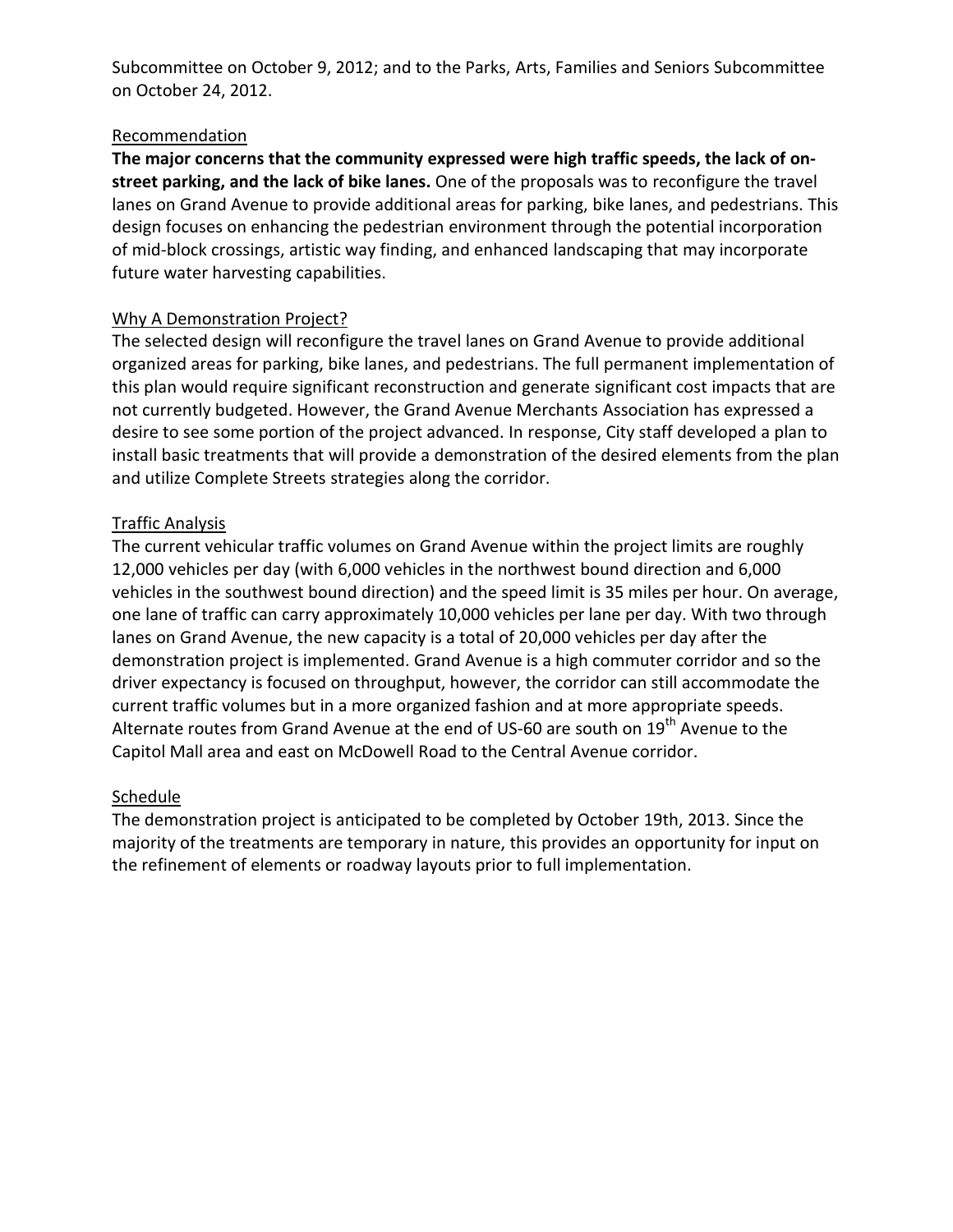Subcommittee on October 9, 2012; and to the Parks, Arts, Families and Seniors Subcommittee on October 24, 2012.

## Recommendation

**The major concerns that the community expressed were high traffic speeds, the lack of on-street parking, and the lack of bike lanes.** One of the proposals was to reconfigure the travel lanes on Grand Avenue to provide additional areas for parking, bike lanes, and pedestrians. This design focuses on enhancing the pedestrian environment through the potential incorporation of mid-block crossings, artistic way finding, and enhanced landscaping that may incorporate future water harvesting capabilities.

## Why A Demonstration Project?

The selected design will reconfigure the travel lanes on Grand Avenue to provide additional organized areas for parking, bike lanes, and pedestrians. The full permanent implementation of this plan would require significant reconstruction and generate significant cost impacts that are not currently budgeted. However, the Grand Avenue Merchants Association has expressed a desire to see some portion of the project advanced. In response, City staff developed a plan to install basic treatments that will provide a demonstration of the desired elements from the plan and utilize Complete Streets strategies along the corridor.

## Traffic Analysis

The current vehicular traffic volumes on Grand Avenue within the project limits are roughly 12,000 vehicles per day (with 6,000 vehicles in the northwest bound direction and 6,000 vehicles in the southwest bound direction) and the speed limit is 35 miles per hour. On average, one lane of traffic can carry approximately 10,000 vehicles per lane per day. With two through lanes on Grand Avenue, the new capacity is a total of 20,000 vehicles per day after the demonstration project is implemented. Grand Avenue is a high commuter corridor and so the driver expectancy is focused on throughput, however, the corridor can still accommodate the current traffic volumes but in a more organized fashion and at more appropriate speeds. Alternate routes from Grand Avenue at the end of US-60 are south on 19th Avenue to the Capitol Mall area and east on McDowell Road to the Central Avenue corridor.

## Schedule

The demonstration project is anticipated to be completed by October 19th, 2013. Since the majority of the treatments are temporary in nature, this provides an opportunity for input on the refinement of elements or roadway layouts prior to full implementation.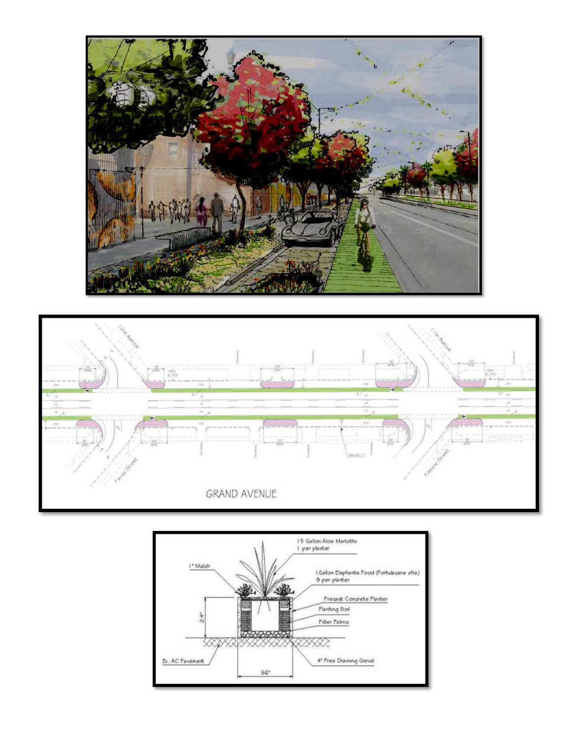12th Avenue

11th Avenue

Pierce Street

Fillmore Street

GRAND AVENUE

15 Gallon Aloe Marlothii
1 per planter

1" Mulch

1 Gallon Elephants Food (Portulacaria afra)
8 per planter

Precast Concrete Planter

Planting Soil

Filter Fabric

24"

Ex. AC Pavement

4" Free Draining Gravel

36"